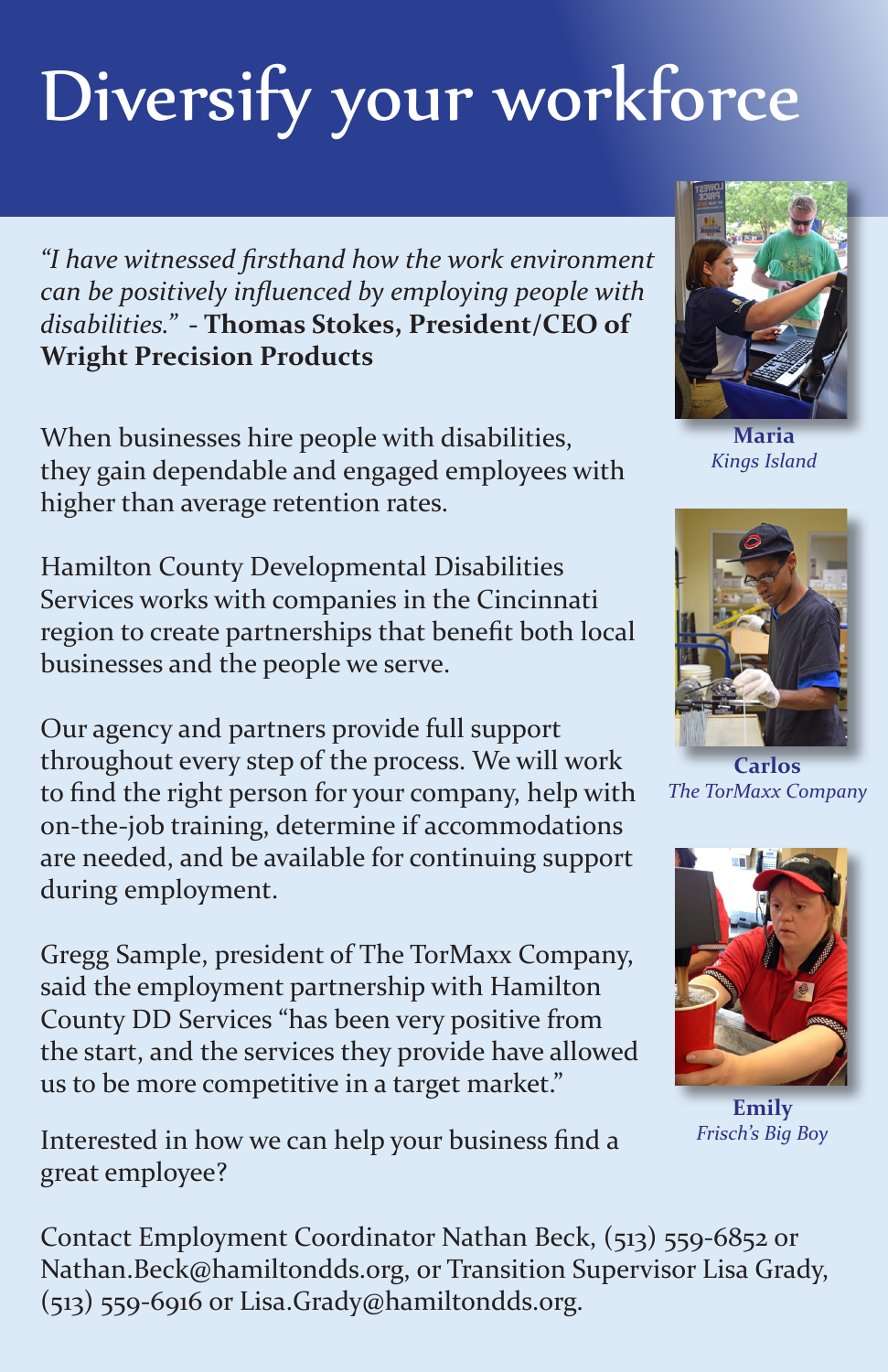# Diversify your workforce

*"I have witnessed firsthand how the work environment can be positively influenced by employing people with disabilities."* - **Thomas Stokes, President/CEO of Wright Precision Products**

When businesses hire people with disabilities, they gain dependable and engaged employees with higher than average retention rates.

Hamilton County Developmental Disabilities Services works with companies in the Cincinnati region to create partnerships that benefit both local businesses and the people we serve.

Our agency and partners provide full support throughout every step of the process. We will work to find the right person for your company, help with on-the-job training, determine if accommodations are needed, and be available for continuing support during employment.

Gregg Sample, president of The TorMaxx Company, said the employment partnership with Hamilton County DD Services "has been very positive from the start, and the services they provide have allowed us to be more competitive in a target market."

Interested in how we can help your business find a great employee?

Contact Employment Coordinator Nathan Beck, (513) 559-6852 or Nathan.Beck@hamiltondds.org, or Transition Supervisor Lisa Grady, (513) 559-6916 or Lisa.Grady@hamiltondds.org.

**Maria**
*Kings Island*

**Carlos**
*The TorMaxx Company*

**Emily**
*Frisch's Big Boy*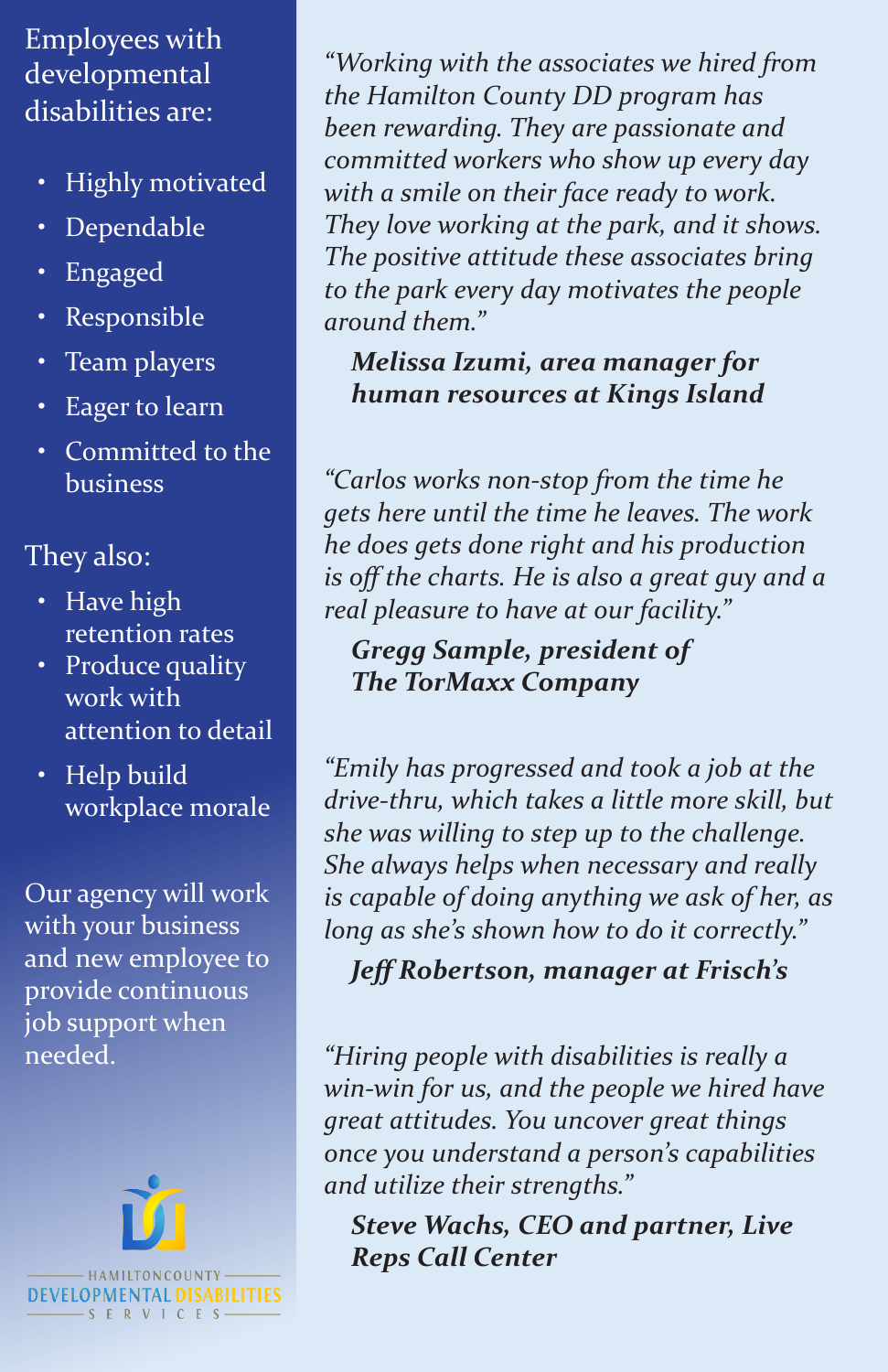Employees with developmental disabilities are:

- Highly motivated
- Dependable
- Engaged
- Responsible
- Team players
- Eager to learn
- Committed to the business

They also:

- Have high retention rates
- Produce quality work with attention to detail
- Help build workplace morale

Our agency will work with your business and new employee to provide continuous job support when needed.

HAMILTON COUNTY DEVELOPMENTAL DISABILITIES SERVICES

*"Working with the associates we hired from the Hamilton County DD program has been rewarding. They are passionate and committed workers who show up every day with a smile on their face ready to work. They love working at the park, and it shows. The positive attitude these associates bring to the park every day motivates the people around them."*

***Melissa Izumi, area manager for human resources at Kings Island***

*"Carlos works non-stop from the time he gets here until the time he leaves. The work he does gets done right and his production is off the charts. He is also a great guy and a real pleasure to have at our facility."*

***Gregg Sample, president of The TorMaxx Company***

*"Emily has progressed and took a job at the drive-thru, which takes a little more skill, but she was willing to step up to the challenge. She always helps when necessary and really is capable of doing anything we ask of her, as long as she's shown how to do it correctly."*

***Jeff Robertson, manager at Frisch's***

*"Hiring people with disabilities is really a win-win for us, and the people we hired have great attitudes. You uncover great things once you understand a person's capabilities and utilize their strengths."*

***Steve Wachs, CEO and partner, Live Reps Call Center***